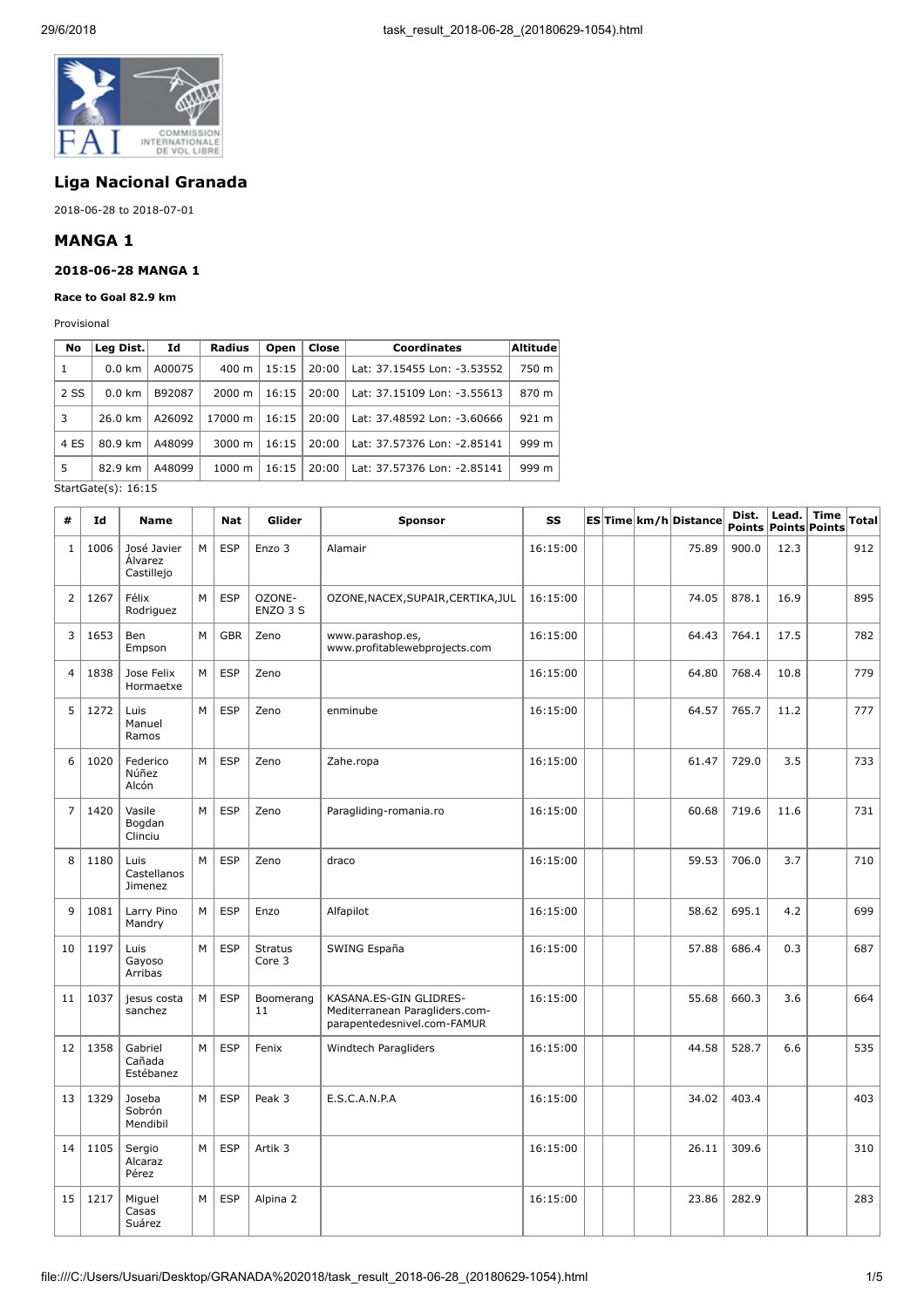## Liga Nacional Granada

2018-06-28 to 2018-07-01

## MANGA 1

### 2018-06-28 MANGA 1

**Race to Goal 82.9 km**

Provisional

| No | Leg Dist. | Id | Radius | Open | Close | Coordinates | Altitude |
|---|---|---|---|---|---|---|---|
| 1 | 0.0 km | A00075 | 400 m | 15:15 | 20:00 | Lat: 37.15455 Lon: -3.53552 | 750 m |
| 2 SS | 0.0 km | B92087 | 2000 m | 16:15 | 20:00 | Lat: 37.15109 Lon: -3.55613 | 870 m |
| 3 | 26.0 km | A26092 | 17000 m | 16:15 | 20:00 | Lat: 37.48592 Lon: -3.60666 | 921 m |
| 4 ES | 80.9 km | A48099 | 3000 m | 16:15 | 20:00 | Lat: 37.57376 Lon: -2.85141 | 999 m |
| 5 | 82.9 km | A48099 | 1000 m | 16:15 | 20:00 | Lat: 37.57376 Lon: -2.85141 | 999 m |

StartGate(s): 16:15

| # | Id | Name | | Nat | Glider | Sponsor | SS | ES | Time | km/h | Distance | Dist. Points | Lead. Points | Time Points | Total |
|---|---|---|---|---|---|---|---|---|---|---|---|---|---|---|---|
| 1 | 1006 | José Javier Álvarez Castillejo | M | ESP | Enzo 3 | Alamair | 16:15:00 | | | | 75.89 | 900.0 | 12.3 | | 912 |
| 2 | 1267 | Félix Rodriguez | M | ESP | OZONE-ENZO 3 S | OZONE,NACEX,SUPAIR,CERTIKA,JUL | 16:15:00 | | | | 74.05 | 878.1 | 16.9 | | 895 |
| 3 | 1653 | Ben Empson | M | GBR | Zeno | www.parashop.es, www.profitablewebprojects.com | 16:15:00 | | | | 64.43 | 764.1 | 17.5 | | 782 |
| 4 | 1838 | Jose Felix Hormaetxe | M | ESP | Zeno | | 16:15:00 | | | | 64.80 | 768.4 | 10.8 | | 779 |
| 5 | 1272 | Luis Manuel Ramos | M | ESP | Zeno | enminube | 16:15:00 | | | | 64.57 | 765.7 | 11.2 | | 777 |
| 6 | 1020 | Federico Núñez Alcón | M | ESP | Zeno | Zahe.ropa | 16:15:00 | | | | 61.47 | 729.0 | 3.5 | | 733 |
| 7 | 1420 | Vasile Bogdan Clinciu | M | ESP | Zeno | Paragliding-romania.ro | 16:15:00 | | | | 60.68 | 719.6 | 11.6 | | 731 |
| 8 | 1180 | Luis Castellanos Jimenez | M | ESP | Zeno | draco | 16:15:00 | | | | 59.53 | 706.0 | 3.7 | | 710 |
| 9 | 1081 | Larry Pino Mandry | M | ESP | Enzo | Alfapilot | 16:15:00 | | | | 58.62 | 695.1 | 4.2 | | 699 |
| 10 | 1197 | Luis Gayoso Arribas | M | ESP | Stratus Core 3 | SWING España | 16:15:00 | | | | 57.88 | 686.4 | 0.3 | | 687 |
| 11 | 1037 | jesus costa sanchez | M | ESP | Boomerang 11 | KASANA.ES-GIN GLIDRES-Mediterranean Paragliders.com-parapentedesnivel.com-FAMUR | 16:15:00 | | | | 55.68 | 660.3 | 3.6 | | 664 |
| 12 | 1358 | Gabriel Cañada Estébanez | M | ESP | Fenix | Windtech Paragliders | 16:15:00 | | | | 44.58 | 528.7 | 6.6 | | 535 |
| 13 | 1329 | Joseba Sobrón Mendibil | M | ESP | Peak 3 | E.S.C.A.N.P.A | 16:15:00 | | | | 34.02 | 403.4 | | | 403 |
| 14 | 1105 | Sergio Alcaraz Pérez | M | ESP | Artik 3 | | 16:15:00 | | | | 26.11 | 309.6 | | | 310 |
| 15 | 1217 | Miguel Casas Suárez | M | ESP | Alpina 2 | | 16:15:00 | | | | 23.86 | 282.9 | | | 283 |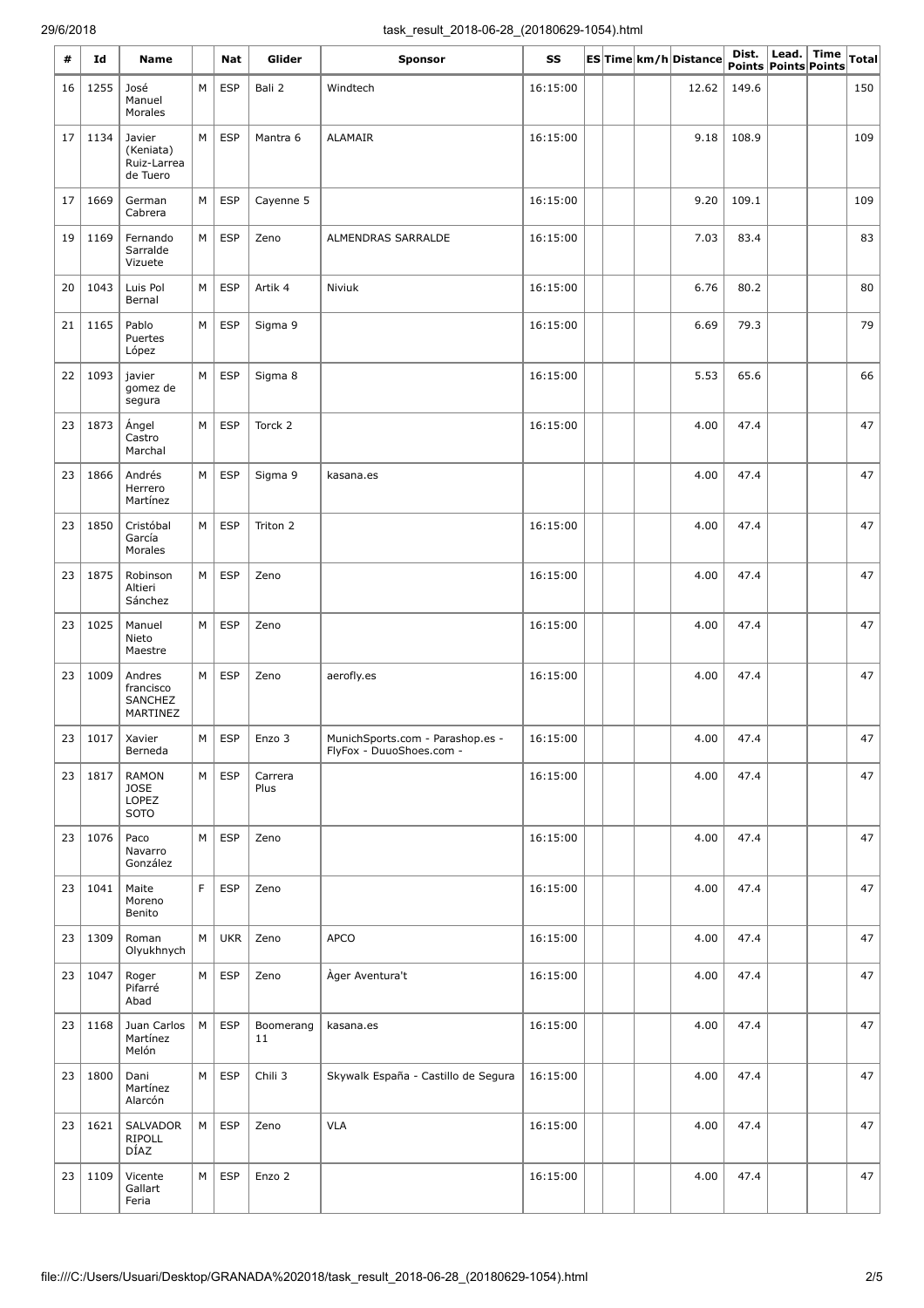| # | Id | Name | | Nat | Glider | Sponsor | SS | ES | Time | km/h | Distance | Dist. Points | Lead. Points | Time Points | Total |
|---|---|---|---|---|---|---|---|---|---|---|---|---|---|---|---|
| 16 | 1255 | José Manuel Morales | M | ESP | Bali 2 | Windtech | 16:15:00 | | | | 12.62 | 149.6 | | | 150 |
| 17 | 1134 | Javier (Keniata) Ruiz-Larrea de Tuero | M | ESP | Mantra 6 | ALAMAIR | 16:15:00 | | | | 9.18 | 108.9 | | | 109 |
| 17 | 1669 | German Cabrera | M | ESP | Cayenne 5 | | 16:15:00 | | | | 9.20 | 109.1 | | | 109 |
| 19 | 1169 | Fernando Sarralde Vizuete | M | ESP | Zeno | ALMENDRAS SARRALDE | 16:15:00 | | | | 7.03 | 83.4 | | | 83 |
| 20 | 1043 | Luis Pol Bernal | M | ESP | Artik 4 | Niviuk | 16:15:00 | | | | 6.76 | 80.2 | | | 80 |
| 21 | 1165 | Pablo Puertes López | M | ESP | Sigma 9 | | 16:15:00 | | | | 6.69 | 79.3 | | | 79 |
| 22 | 1093 | javier gomez de segura | M | ESP | Sigma 8 | | 16:15:00 | | | | 5.53 | 65.6 | | | 66 |
| 23 | 1873 | Ángel Castro Marchal | M | ESP | Torck 2 | | 16:15:00 | | | | 4.00 | 47.4 | | | 47 |
| 23 | 1866 | Andrés Herrero Martínez | M | ESP | Sigma 9 | kasana.es | | | | | 4.00 | 47.4 | | | 47 |
| 23 | 1850 | Cristóbal García Morales | M | ESP | Triton 2 | | 16:15:00 | | | | 4.00 | 47.4 | | | 47 |
| 23 | 1875 | Robinson Altieri Sánchez | M | ESP | Zeno | | 16:15:00 | | | | 4.00 | 47.4 | | | 47 |
| 23 | 1025 | Manuel Nieto Maestre | M | ESP | Zeno | | 16:15:00 | | | | 4.00 | 47.4 | | | 47 |
| 23 | 1009 | Andres francisco SANCHEZ MARTINEZ | M | ESP | Zeno | aerofly.es | 16:15:00 | | | | 4.00 | 47.4 | | | 47 |
| 23 | 1017 | Xavier Berneda | M | ESP | Enzo 3 | MunichSports.com - Parashop.es - FlyFox - DuuoShoes.com - | 16:15:00 | | | | 4.00 | 47.4 | | | 47 |
| 23 | 1817 | RAMON JOSE LOPEZ SOTO | M | ESP | Carrera Plus | | 16:15:00 | | | | 4.00 | 47.4 | | | 47 |
| 23 | 1076 | Paco Navarro González | M | ESP | Zeno | | 16:15:00 | | | | 4.00 | 47.4 | | | 47 |
| 23 | 1041 | Maite Moreno Benito | F | ESP | Zeno | | 16:15:00 | | | | 4.00 | 47.4 | | | 47 |
| 23 | 1309 | Roman Olyukhnych | M | UKR | Zeno | APCO | 16:15:00 | | | | 4.00 | 47.4 | | | 47 |
| 23 | 1047 | Roger Pifarré Abad | M | ESP | Zeno | Àger Aventura't | 16:15:00 | | | | 4.00 | 47.4 | | | 47 |
| 23 | 1168 | Juan Carlos Martínez Melón | M | ESP | Boomerang 11 | kasana.es | 16:15:00 | | | | 4.00 | 47.4 | | | 47 |
| 23 | 1800 | Dani Martínez Alarcón | M | ESP | Chili 3 | Skywalk España - Castillo de Segura | 16:15:00 | | | | 4.00 | 47.4 | | | 47 |
| 23 | 1621 | SALVADOR RIPOLL DÍAZ | M | ESP | Zeno | VLA | 16:15:00 | | | | 4.00 | 47.4 | | | 47 |
| 23 | 1109 | Vicente Gallart Feria | M | ESP | Enzo 2 | | 16:15:00 | | | | 4.00 | 47.4 | | | 47 |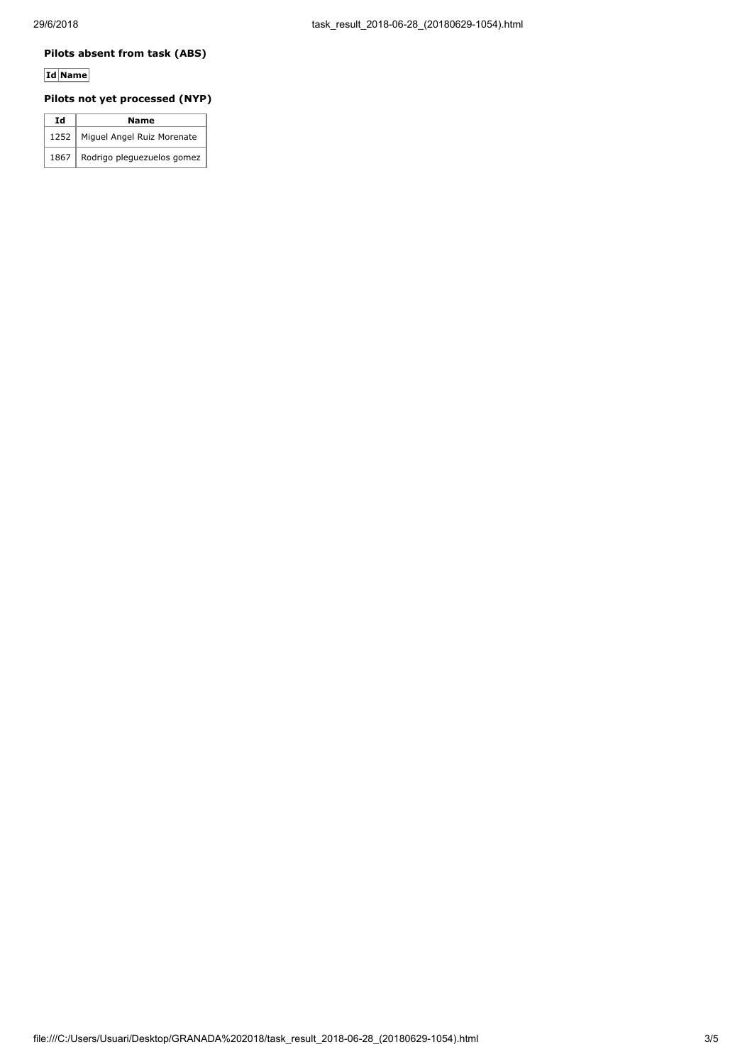### Pilots absent from task (ABS)

| Id | Name |
|---|---|

### Pilots not yet processed (NYP)

| Id | Name |
|---|---|
| 1252 | Miguel Angel Ruiz Morenate |
| 1867 | Rodrigo pleguezuelos gomez |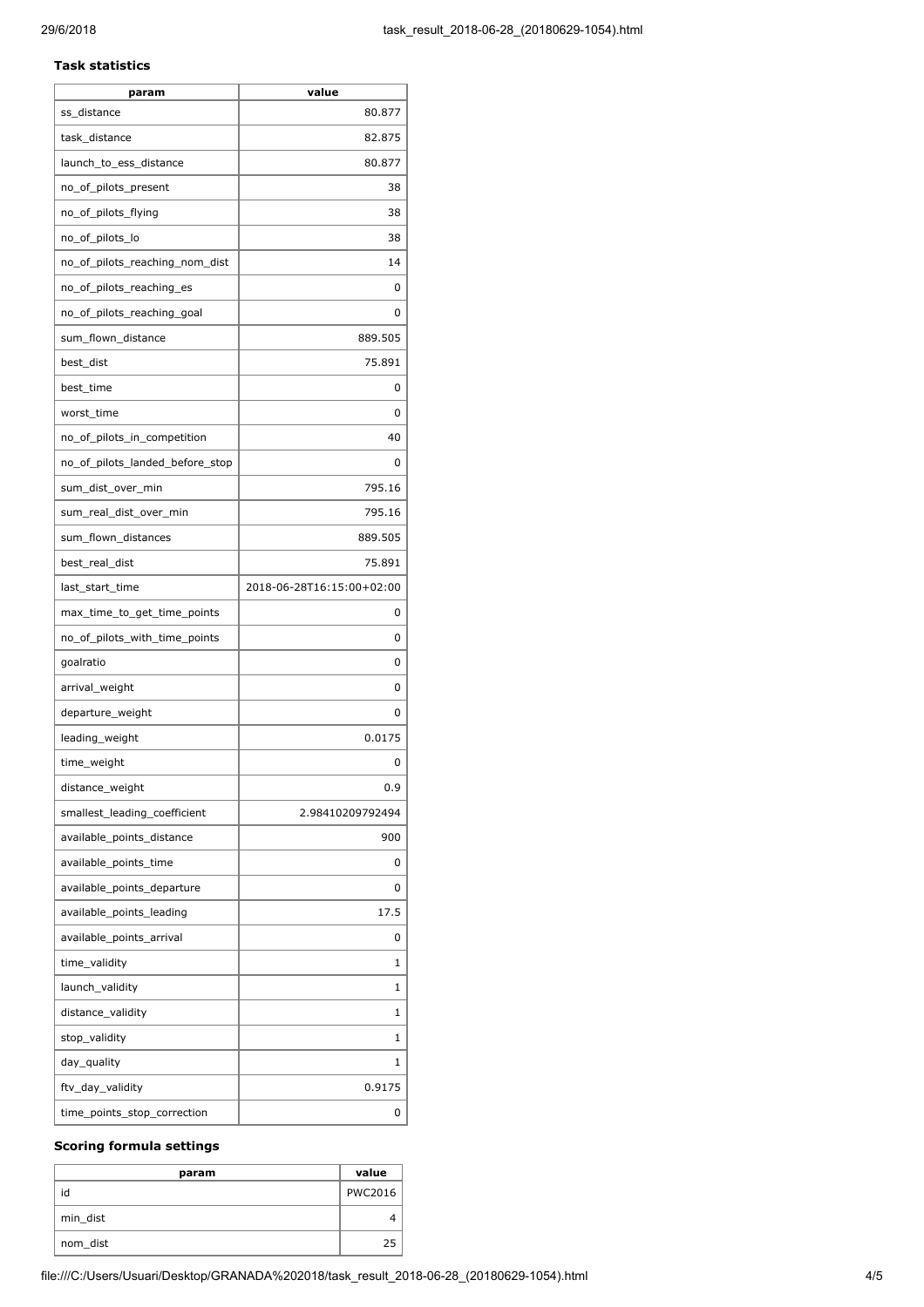### Task statistics

| param | value |
| --- | --- |
| ss_distance | 80.877 |
| task_distance | 82.875 |
| launch_to_ess_distance | 80.877 |
| no_of_pilots_present | 38 |
| no_of_pilots_flying | 38 |
| no_of_pilots_lo | 38 |
| no_of_pilots_reaching_nom_dist | 14 |
| no_of_pilots_reaching_es | 0 |
| no_of_pilots_reaching_goal | 0 |
| sum_flown_distance | 889.505 |
| best_dist | 75.891 |
| best_time | 0 |
| worst_time | 0 |
| no_of_pilots_in_competition | 40 |
| no_of_pilots_landed_before_stop | 0 |
| sum_dist_over_min | 795.16 |
| sum_real_dist_over_min | 795.16 |
| sum_flown_distances | 889.505 |
| best_real_dist | 75.891 |
| last_start_time | 2018-06-28T16:15:00+02:00 |
| max_time_to_get_time_points | 0 |
| no_of_pilots_with_time_points | 0 |
| goalratio | 0 |
| arrival_weight | 0 |
| departure_weight | 0 |
| leading_weight | 0.0175 |
| time_weight | 0 |
| distance_weight | 0.9 |
| smallest_leading_coefficient | 2.98410209792494 |
| available_points_distance | 900 |
| available_points_time | 0 |
| available_points_departure | 0 |
| available_points_leading | 17.5 |
| available_points_arrival | 0 |
| time_validity | 1 |
| launch_validity | 1 |
| distance_validity | 1 |
| stop_validity | 1 |
| day_quality | 1 |
| ftv_day_validity | 0.9175 |
| time_points_stop_correction | 0 |

### Scoring formula settings

| param | value |
| --- | --- |
| id | PWC2016 |
| min_dist | 4 |
| nom_dist | 25 |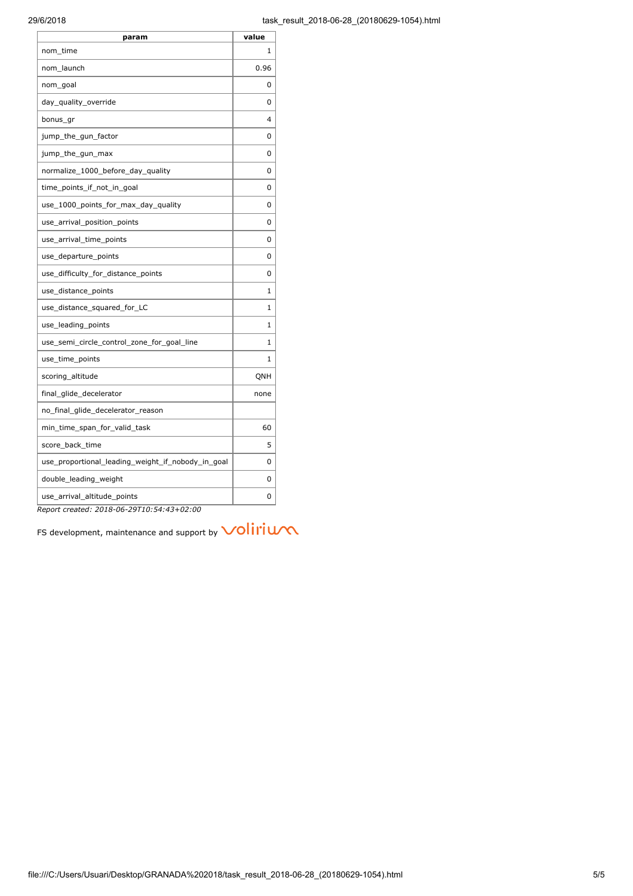| param | value |
|---|---|
| nom_time | 1 |
| nom_launch | 0.96 |
| nom_goal | 0 |
| day_quality_override | 0 |
| bonus_gr | 4 |
| jump_the_gun_factor | 0 |
| jump_the_gun_max | 0 |
| normalize_1000_before_day_quality | 0 |
| time_points_if_not_in_goal | 0 |
| use_1000_points_for_max_day_quality | 0 |
| use_arrival_position_points | 0 |
| use_arrival_time_points | 0 |
| use_departure_points | 0 |
| use_difficulty_for_distance_points | 0 |
| use_distance_points | 1 |
| use_distance_squared_for_LC | 1 |
| use_leading_points | 1 |
| use_semi_circle_control_zone_for_goal_line | 1 |
| use_time_points | 1 |
| scoring_altitude | QNH |
| final_glide_decelerator | none |
| no_final_glide_decelerator_reason | |
| min_time_span_for_valid_task | 60 |
| score_back_time | 5 |
| use_proportional_leading_weight_if_nobody_in_goal | 0 |
| double_leading_weight | 0 |
| use_arrival_altitude_points | 0 |

*Report created: 2018-06-29T10:54:43+02:00*

FS development, maintenance and support by volirium